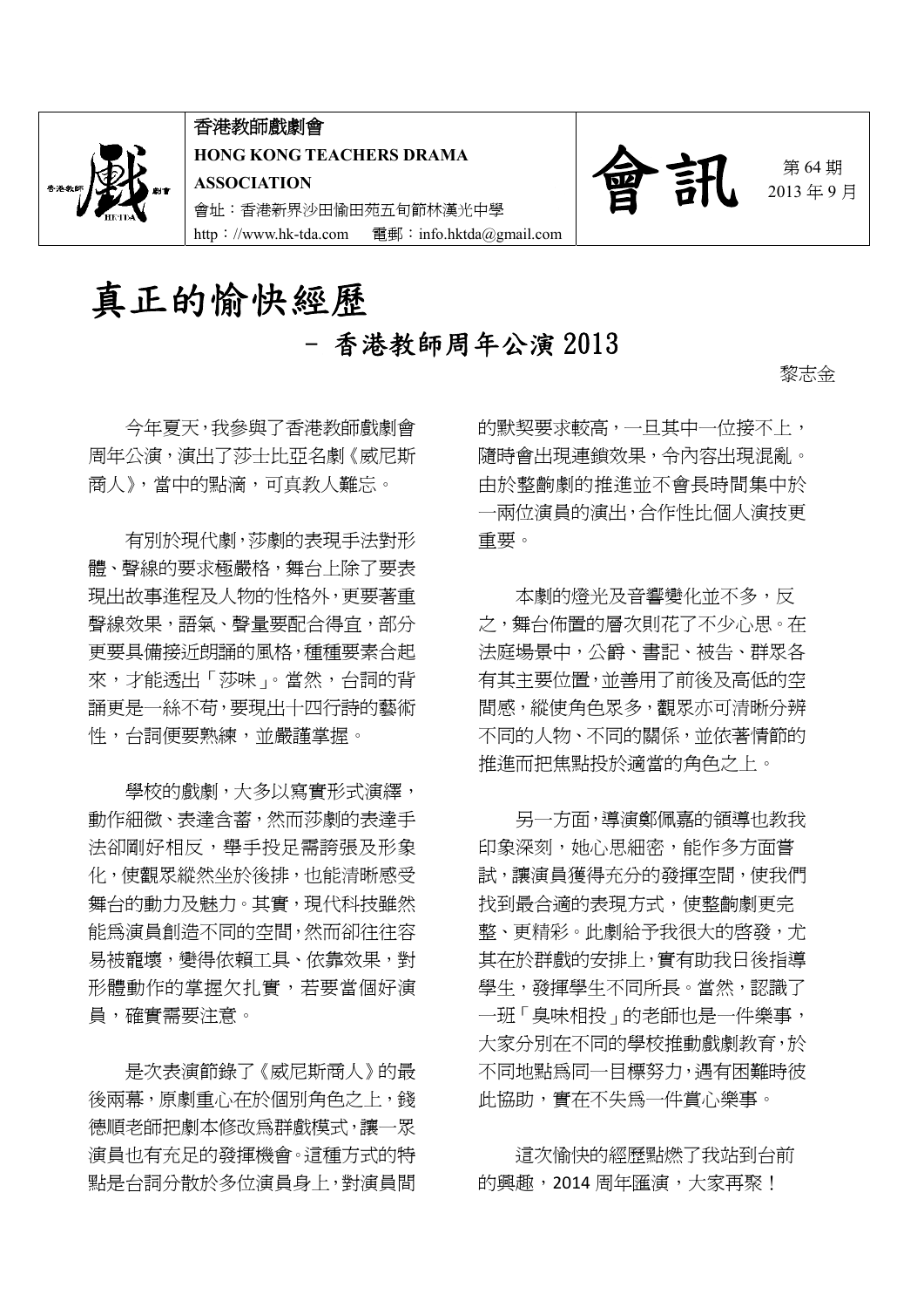香港教師戲劇會

**HONG KONG TEACHERS DRAMA ASSOCIATION**

會址：香港新界沙田愉田苑五旬節林漢光中學

http：//www.hk-tda.com　電郵：info.hktda@gmail.com

# 會訊

第 64 期
2013 年 9 月

# 真正的愉快經歷

## - 香港教師周年公演 2013

黎志金

今年夏天，我參與了香港教師戲劇會周年公演，演出了莎士比亞名劇《威尼斯商人》，當中的點滴，可真教人難忘。

有別於現代劇，莎劇的表現手法對形體、聲線的要求極嚴格，舞台上除了要表現出故事進程及人物的性格外，更要著重聲線效果，語氣、聲量要配合得宜，部分更要具備接近朗誦的風格，種種要素合起來，才能透出「莎味」。當然，台詞的背誦更是一絲不苟，要現出十四行詩的藝術性，台詞便要熟練，並嚴謹掌握。

學校的戲劇，大多以寫實形式演繹，動作細微、表達含蓄，然而莎劇的表達手法卻剛好相反，舉手投足需誇張及形象化，使觀眾縱然坐於後排，也能清晰感受舞台的動力及魅力。其實，現代科技雖然能為演員創造不同的空間，然而卻往往容易被寵壞，變得依賴工具、依靠效果，對形體動作的掌握欠扎實，若要當個好演員，確實需要注意。

是次表演節錄了《威尼斯商人》的最後兩幕，原劇重心在於個別角色之上，錢德順老師把劇本修改為群戲模式，讓一眾演員也有充足的發揮機會。這種方式的特點是台詞分散於多位演員身上，對演員間的默契要求較高，一旦其中一位接不上，隨時會出現連鎖效果，令內容出現混亂。由於整齣劇的推進並不會長時間集中於一兩位演員的演出，合作性比個人演技更重要。

本劇的燈光及音響變化並不多，反之，舞台佈置的層次則花了不少心思。在法庭場景中，公爵、書記、被告、群眾各有其主要位置，並善用了前後及高低的空間感，縱使角色眾多，觀眾亦可清晰分辨不同的人物、不同的關係，並依著情節的推進而把焦點投於適當的角色之上。

另一方面，導演鄭佩嘉的領導也教我印象深刻，她心思細密，能作多方面嘗試，讓演員獲得充分的發揮空間，使我們找到最合適的表現方式，使整齣劇更完整、更精彩。此劇給予我很大的啓發，尤其在於群戲的安排上，實有助我日後指導學生，發揮學生不同所長。當然，認識了一班「臭味相投」的老師也是一件樂事，大家分別在不同的學校推動戲劇教育，於不同地點為同一目標努力，遇有困難時彼此協助，實在不失為一件賞心樂事。

這次愉快的經歷點燃了我站到台前的興趣，2014 周年匯演，大家再聚！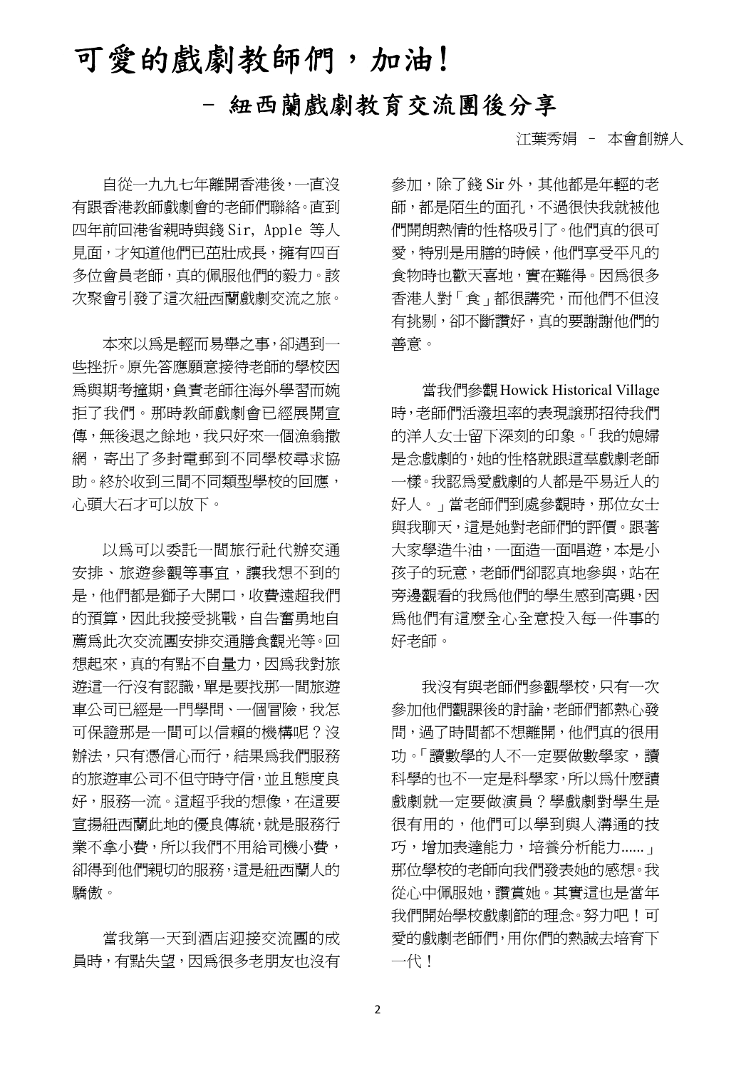# 可愛的戲劇教師們，加油！

## – 紐西蘭戲劇教育交流團後分享

江葉秀娟 – 本會創辦人

自從一九九七年離開香港後，一直沒有跟香港教師戲劇會的老師們聯絡。直到四年前回港省親時與錢 Sir, Apple 等人見面，才知道他們已茁壯成長，擁有四百多位會員老師，真的佩服他們的毅力。該次聚會引發了這次紐西蘭戲劇交流之旅。

本來以爲是輕而易舉之事，卻遇到一些挫折。原先答應願意接待老師的學校因爲與期考撞期，負責老師往海外學習而婉拒了我們。那時教師戲劇會已經展開宣傳，無後退之餘地，我只好來一個漁翁撒網，寄出了多封電郵到不同學校尋求協助。終於收到三間不同類型學校的回應，心頭大石才可以放下。

以爲可以委託一間旅行社代辦交通安排、旅遊參觀等事宜，讓我想不到的是，他們都是獅子大開口，收費遠超我們的預算，因此我接受挑戰，自告奮勇地自薦爲此次交流團安排交通膳食觀光等。回想起來，真的有點不自量力，因爲我對旅遊這一行沒有認識，單是要找那一間旅遊車公司已經是一門學問、一個冒險，我怎可保證那是一間可以信賴的機構呢？沒辦法，只有憑信心而行，結果爲我們服務的旅遊車公司不但守時守信，並且態度良好，服務一流。這超乎我的想像，在這要宣揚紐西蘭此地的優良傳統，就是服務行業不拿小費，所以我們不用給司機小費，卻得到他們親切的服務，這是紐西蘭人的驕傲。

當我第一天到酒店迎接交流團的成員時，有點失望，因爲很多老朋友也沒有參加，除了錢 Sir 外，其他都是年輕的老師，都是陌生的面孔，不過很快我就被他們開朗熱情的性格吸引了。他們真的很可愛，特別是用膳的時候，他們享受平凡的食物時也歡天喜地，實在難得。因爲很多香港人對「食」都很講究，而他們不但沒有挑剔，卻不斷讚好，真的要謝謝他們的善意。

當我們參觀 Howick Historical Village 時，老師們活潑坦率的表現讓那招待我們的洋人女士留下深刻的印象。「我的媳婦是念戲劇的，她的性格就跟這羣戲劇老師一樣。我認爲愛戲劇的人都是平易近人的好人。」當老師們到處參觀時，那位女士與我聊天，這是她對老師們的評價。跟著大家學造牛油，一面造一面唱遊，本是小孩子的玩意，老師們卻認真地參與，站在旁邊觀看的我爲他們的學生感到高興，因爲他們有這麼全心全意投入每一件事的好老師。

我沒有與老師們參觀學校，只有一次參加他們觀課後的討論，老師們都熱心發問，過了時間都不想離開，他們真的很用功。「讀數學的人不一定要做數學家，讀科學的也不一定是科學家，所以爲什麼讀戲劇就一定要做演員？學戲劇對學生是很有用的，他們可以學到與人溝通的技巧，增加表達能力，培養分析能力......」那位學校的老師向我們發表她的感想。我從心中佩服她，讚賞她。其實這也是當年我們開始學校戲劇節的理念。努力吧！可愛的戲劇老師們，用你們的熱誠去培育下一代！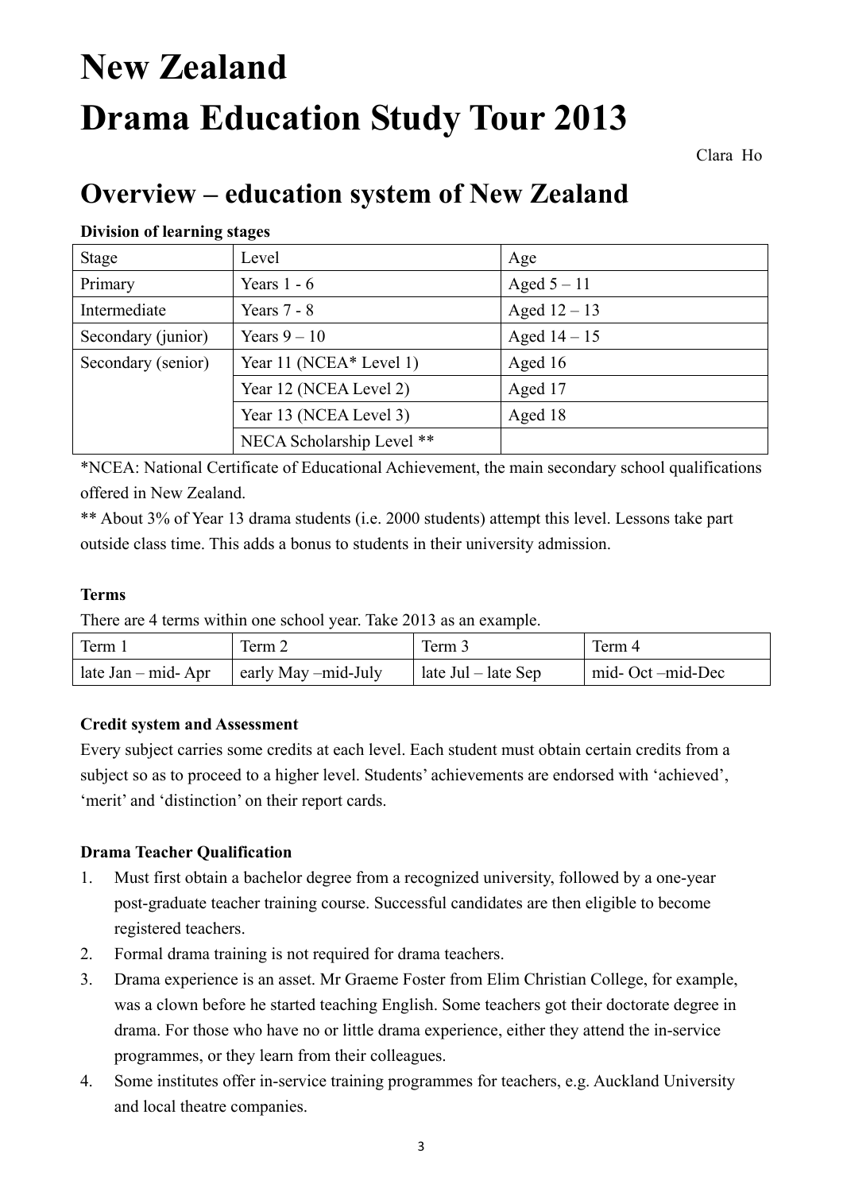# New Zealand

# Drama Education Study Tour 2013

Clara Ho

## Overview – education system of New Zealand

**Division of learning stages**

| Stage | Level | Age |
|---|---|---|
| Primary | Years 1 - 6 | Aged 5 – 11 |
| Intermediate | Years 7 - 8 | Aged 12 – 13 |
| Secondary (junior) | Years 9 – 10 | Aged 14 – 15 |
| Secondary (senior) | Year 11 (NCEA* Level 1) | Aged 16 |
| | Year 12 (NCEA Level 2) | Aged 17 |
| | Year 13 (NCEA Level 3) | Aged 18 |
| | NECA Scholarship Level ** | |

*NCEA: National Certificate of Educational Achievement, the main secondary school qualifications offered in New Zealand.

** About 3% of Year 13 drama students (i.e. 2000 students) attempt this level. Lessons take part outside class time. This adds a bonus to students in their university admission.

**Terms**

There are 4 terms within one school year. Take 2013 as an example.

| Term 1 | Term 2 | Term 3 | Term 4 |
|---|---|---|---|
| late Jan – mid- Apr | early May –mid-July | late Jul – late Sep | mid- Oct –mid-Dec |

**Credit system and Assessment**

Every subject carries some credits at each level. Each student must obtain certain credits from a subject so as to proceed to a higher level. Students' achievements are endorsed with 'achieved', 'merit' and 'distinction' on their report cards.

**Drama Teacher Qualification**

1. Must first obtain a bachelor degree from a recognized university, followed by a one-year post-graduate teacher training course. Successful candidates are then eligible to become registered teachers.
2. Formal drama training is not required for drama teachers.
3. Drama experience is an asset. Mr Graeme Foster from Elim Christian College, for example, was a clown before he started teaching English. Some teachers got their doctorate degree in drama. For those who have no or little drama experience, either they attend the in-service programmes, or they learn from their colleagues.
4. Some institutes offer in-service training programmes for teachers, e.g. Auckland University and local theatre companies.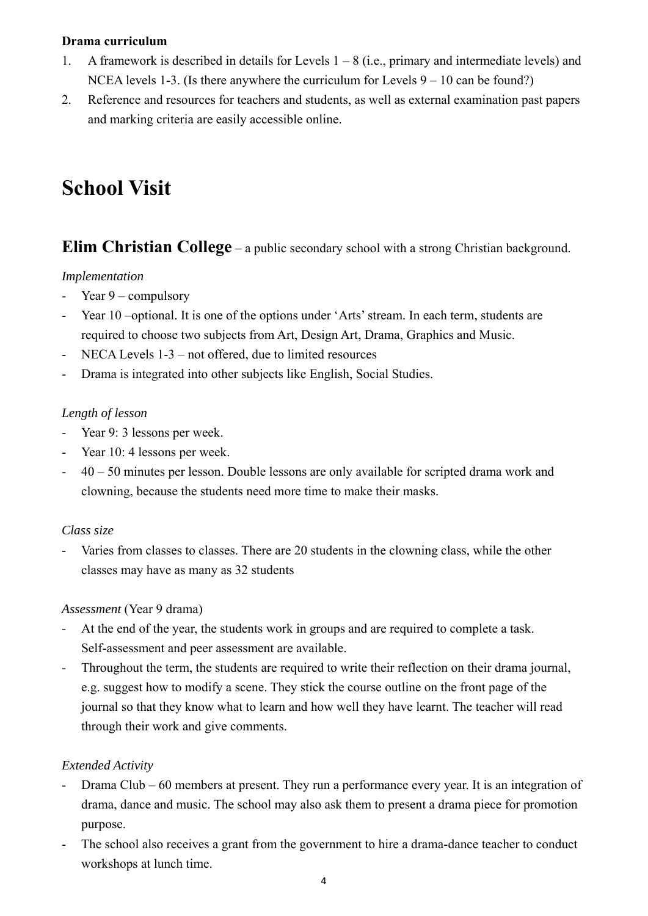**Drama curriculum**

1. A framework is described in details for Levels 1 – 8 (i.e., primary and intermediate levels) and NCEA levels 1-3. (Is there anywhere the curriculum for Levels 9 – 10 can be found?)
2. Reference and resources for teachers and students, as well as external examination past papers and marking criteria are easily accessible online.

# School Visit

## Elim Christian College – a public secondary school with a strong Christian background.

*Implementation*

- Year 9 – compulsory
- Year 10 –optional. It is one of the options under 'Arts' stream. In each term, students are required to choose two subjects from Art, Design Art, Drama, Graphics and Music.
- NECA Levels 1-3 – not offered, due to limited resources
- Drama is integrated into other subjects like English, Social Studies.

*Length of lesson*

- Year 9: 3 lessons per week.
- Year 10: 4 lessons per week.
- 40 – 50 minutes per lesson. Double lessons are only available for scripted drama work and clowning, because the students need more time to make their masks.

*Class size*

- Varies from classes to classes. There are 20 students in the clowning class, while the other classes may have as many as 32 students

*Assessment* (Year 9 drama)

- At the end of the year, the students work in groups and are required to complete a task. Self-assessment and peer assessment are available.
- Throughout the term, the students are required to write their reflection on their drama journal, e.g. suggest how to modify a scene. They stick the course outline on the front page of the journal so that they know what to learn and how well they have learnt. The teacher will read through their work and give comments.

*Extended Activity*

- Drama Club – 60 members at present. They run a performance every year. It is an integration of drama, dance and music. The school may also ask them to present a drama piece for promotion purpose.
- The school also receives a grant from the government to hire a drama-dance teacher to conduct workshops at lunch time.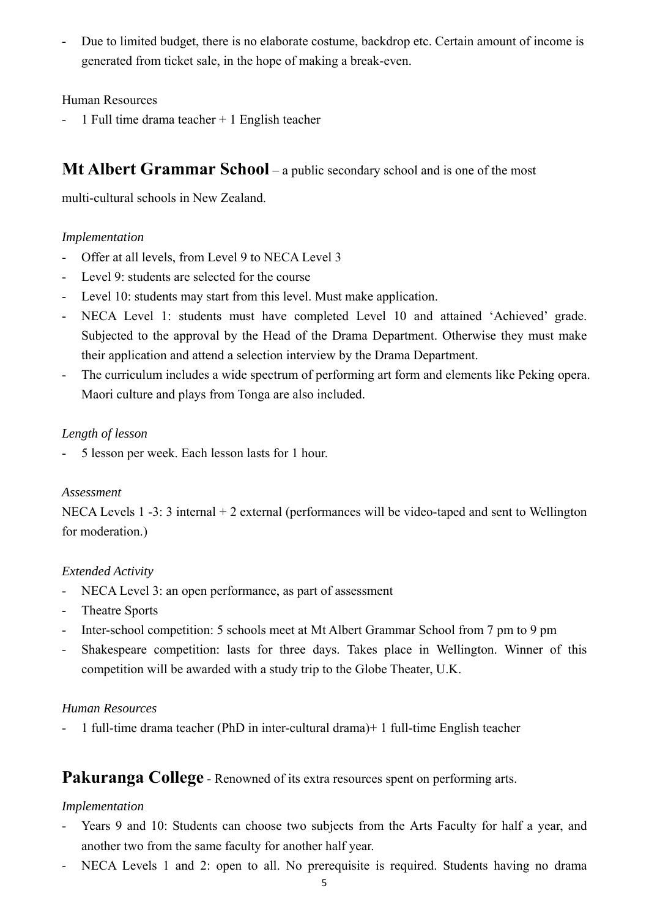- Due to limited budget, there is no elaborate costume, backdrop etc. Certain amount of income is generated from ticket sale, in the hope of making a break-even.

Human Resources

- 1 Full time drama teacher + 1 English teacher

## Mt Albert Grammar School – a public secondary school and is one of the most multi-cultural schools in New Zealand.

*Implementation*

- Offer at all levels, from Level 9 to NECA Level 3
- Level 9: students are selected for the course
- Level 10: students may start from this level. Must make application.
- NECA Level 1: students must have completed Level 10 and attained 'Achieved' grade. Subjected to the approval by the Head of the Drama Department. Otherwise they must make their application and attend a selection interview by the Drama Department.
- The curriculum includes a wide spectrum of performing art form and elements like Peking opera. Maori culture and plays from Tonga are also included.

*Length of lesson*

- 5 lesson per week. Each lesson lasts for 1 hour.

*Assessment*

NECA Levels 1 -3: 3 internal + 2 external (performances will be video-taped and sent to Wellington for moderation.)

*Extended Activity*

- NECA Level 3: an open performance, as part of assessment
- Theatre Sports
- Inter-school competition: 5 schools meet at Mt Albert Grammar School from 7 pm to 9 pm
- Shakespeare competition: lasts for three days. Takes place in Wellington. Winner of this competition will be awarded with a study trip to the Globe Theater, U.K.

*Human Resources*

- 1 full-time drama teacher (PhD in inter-cultural drama)+ 1 full-time English teacher

## Pakuranga College - Renowned of its extra resources spent on performing arts.

*Implementation*

- Years 9 and 10: Students can choose two subjects from the Arts Faculty for half a year, and another two from the same faculty for another half year.
- NECA Levels 1 and 2: open to all. No prerequisite is required. Students having no drama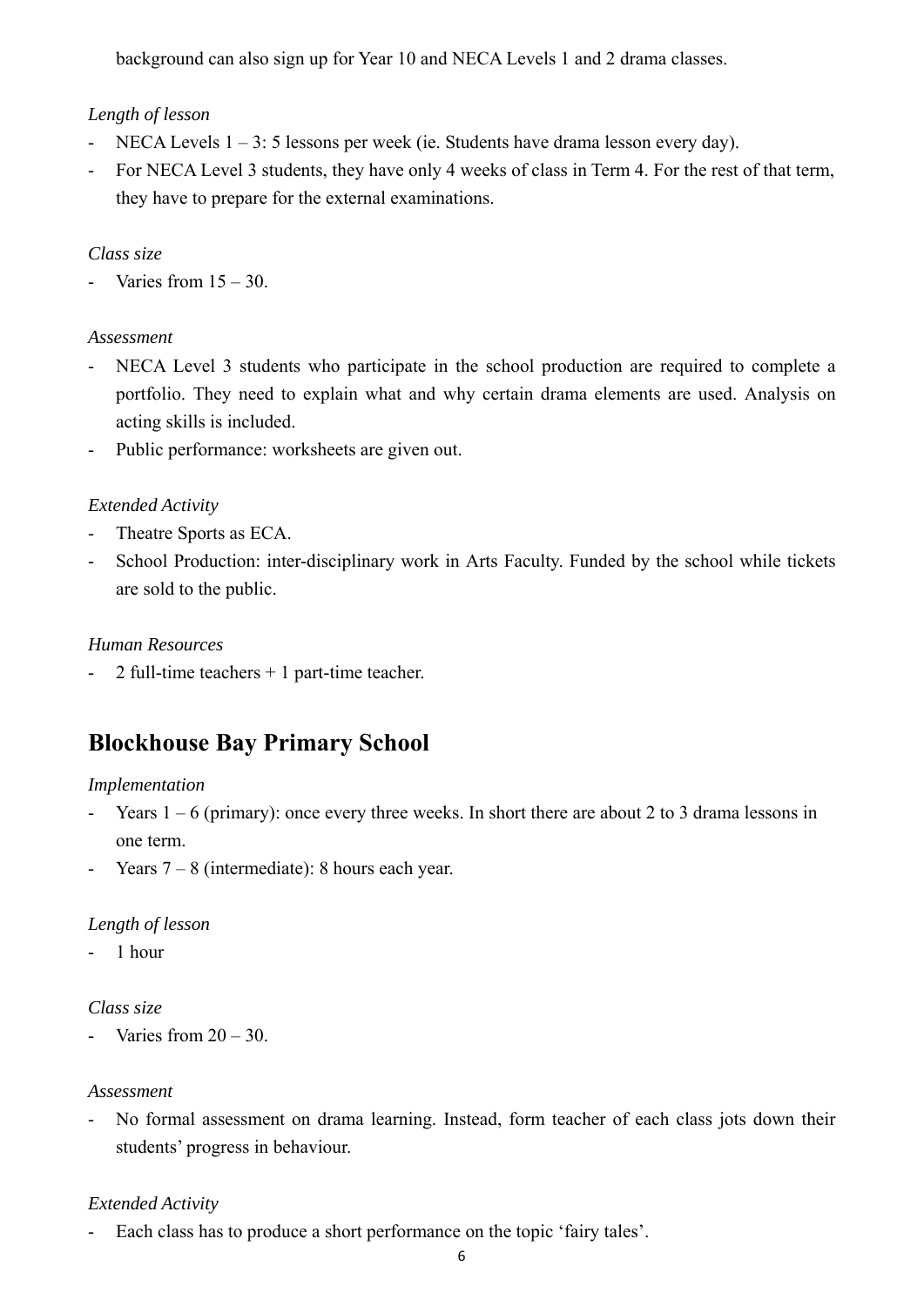background can also sign up for Year 10 and NECA Levels 1 and 2 drama classes.

*Length of lesson*

- NECA Levels 1 – 3: 5 lessons per week (ie. Students have drama lesson every day).
- For NECA Level 3 students, they have only 4 weeks of class in Term 4. For the rest of that term, they have to prepare for the external examinations.

*Class size*

- Varies from 15 – 30.

*Assessment*

- NECA Level 3 students who participate in the school production are required to complete a portfolio. They need to explain what and why certain drama elements are used. Analysis on acting skills is included.
- Public performance: worksheets are given out.

*Extended Activity*

- Theatre Sports as ECA.
- School Production: inter-disciplinary work in Arts Faculty. Funded by the school while tickets are sold to the public.

*Human Resources*

- 2 full-time teachers + 1 part-time teacher.

## Blockhouse Bay Primary School

*Implementation*

- Years 1 – 6 (primary): once every three weeks. In short there are about 2 to 3 drama lessons in one term.
- Years 7 – 8 (intermediate): 8 hours each year.

*Length of lesson*

- 1 hour

*Class size*

- Varies from 20 – 30.

*Assessment*

- No formal assessment on drama learning. Instead, form teacher of each class jots down their students' progress in behaviour.

*Extended Activity*

- Each class has to produce a short performance on the topic 'fairy tales'.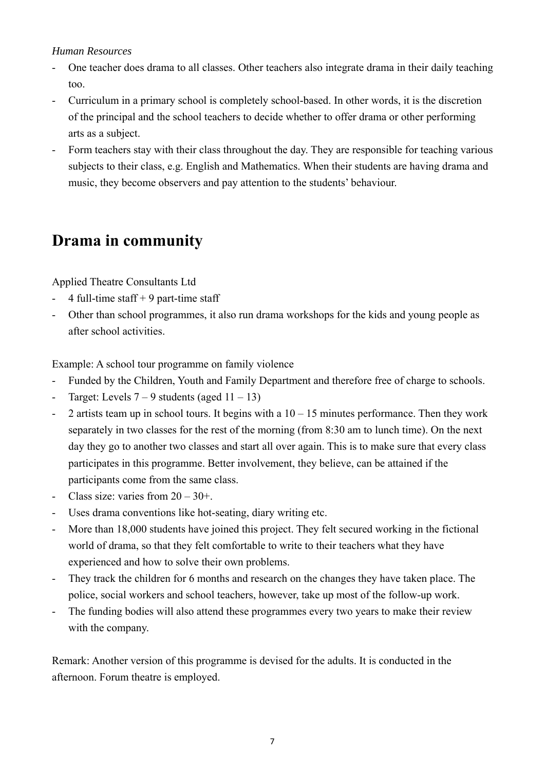*Human Resources*

- One teacher does drama to all classes. Other teachers also integrate drama in their daily teaching too.
- Curriculum in a primary school is completely school-based. In other words, it is the discretion of the principal and the school teachers to decide whether to offer drama or other performing arts as a subject.
- Form teachers stay with their class throughout the day. They are responsible for teaching various subjects to their class, e.g. English and Mathematics. When their students are having drama and music, they become observers and pay attention to the students' behaviour.

## Drama in community

Applied Theatre Consultants Ltd

- 4 full-time staff + 9 part-time staff
- Other than school programmes, it also run drama workshops for the kids and young people as after school activities.

Example: A school tour programme on family violence

- Funded by the Children, Youth and Family Department and therefore free of charge to schools.
- Target: Levels 7 – 9 students (aged 11 – 13)
- 2 artists team up in school tours. It begins with a 10 – 15 minutes performance. Then they work separately in two classes for the rest of the morning (from 8:30 am to lunch time). On the next day they go to another two classes and start all over again. This is to make sure that every class participates in this programme. Better involvement, they believe, can be attained if the participants come from the same class.
- Class size: varies from 20 – 30+.
- Uses drama conventions like hot-seating, diary writing etc.
- More than 18,000 students have joined this project. They felt secured working in the fictional world of drama, so that they felt comfortable to write to their teachers what they have experienced and how to solve their own problems.
- They track the children for 6 months and research on the changes they have taken place. The police, social workers and school teachers, however, take up most of the follow-up work.
- The funding bodies will also attend these programmes every two years to make their review with the company.

Remark: Another version of this programme is devised for the adults. It is conducted in the afternoon. Forum theatre is employed.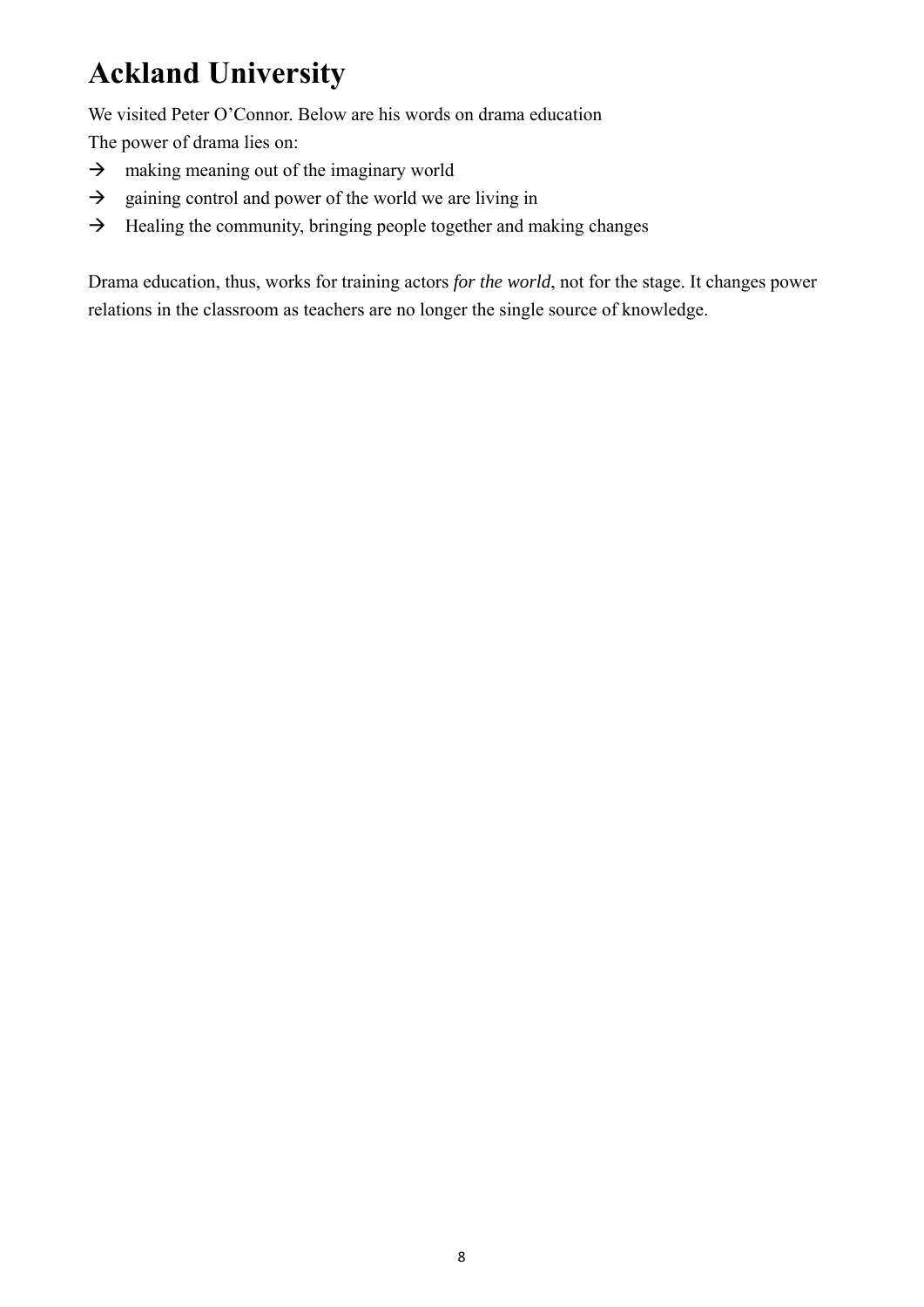# Ackland University

We visited Peter O'Connor. Below are his words on drama education

The power of drama lies on:

- → making meaning out of the imaginary world
- → gaining control and power of the world we are living in
- → Healing the community, bringing people together and making changes

Drama education, thus, works for training actors *for the world*, not for the stage. It changes power relations in the classroom as teachers are no longer the single source of knowledge.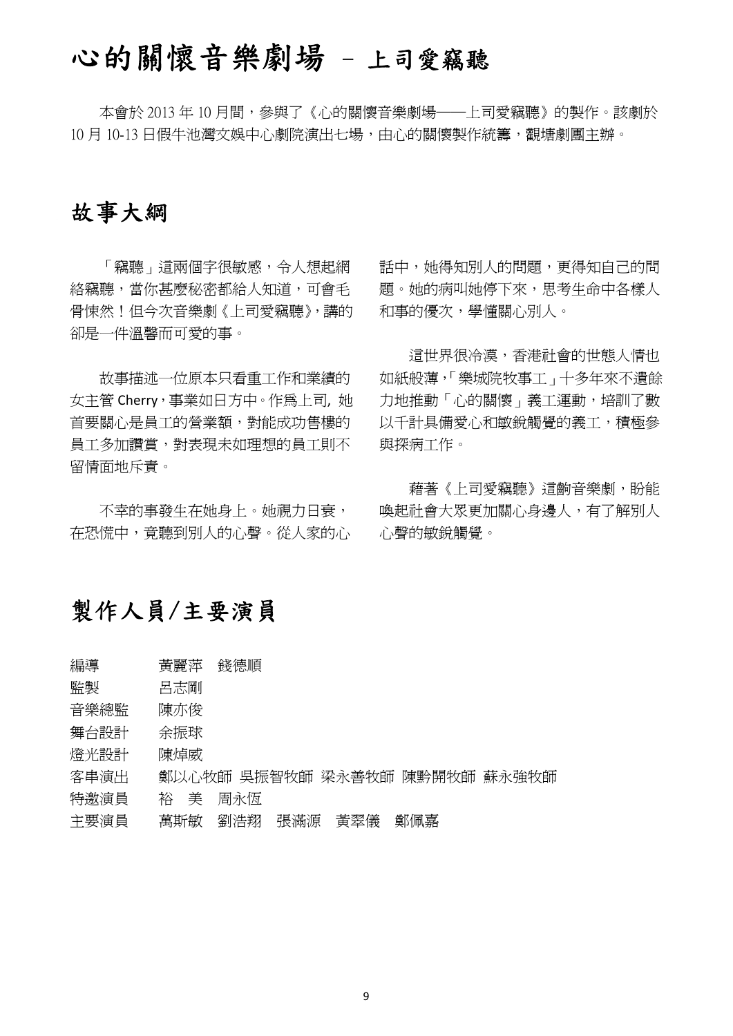# 心的關懷音樂劇場 – 上司愛竊聽

本會於 2013 年 10 月間，參與了《心的關懷音樂劇場——上司愛竊聽》的製作。該劇於 10 月 10-13 日假牛池灣文娛中心劇院演出七場，由心的關懷製作統籌，觀塘劇團主辦。

## 故事大綱

「竊聽」這兩個字很敏感，令人想起網絡竊聽，當你甚麼秘密都給人知道，可會毛骨悚然！但今次音樂劇《上司愛竊聽》，講的卻是一件溫馨而可愛的事。

故事描述一位原本只看重工作和業績的女主管 Cherry，事業如日方中。作爲上司, 她首要關心是員工的營業額，對能成功售樓的員工多加讚賞，對表現未如理想的員工則不留情面地斥責。

不幸的事發生在她身上。她視力日衰，在恐慌中，竟聽到別人的心聲。從人家的心話中，她得知別人的問題，更得知自己的問題。她的病叫她停下來，思考生命中各樣人和事的優次，學懂關心別人。

這世界很冷漠，香港社會的世態人情也如紙般薄，「樂城院牧事工」十多年來不遺餘力地推動「心的關懷」義工運動，培訓了數以千計具備愛心和敏銳觸覺的義工，積極參與探病工作。

藉著《上司愛竊聽》這齣音樂劇，盼能喚起社會大眾更加關心身邊人，有了解別人心聲的敏銳觸覺。

## 製作人員/主要演員

編導　黃麗萍　錢德順
監製　呂志剛
音樂總監　陳亦俊
舞台設計　余振球
燈光設計　陳焯威
客串演出　鄭以心牧師　吳振智牧師　梁永善牧師　陳黔開牧師　蘇永強牧師
特邀演員　裕　美　周永恆
主要演員　萬斯敏　劉浩翔　張滿源　黃翠儀　鄭佩嘉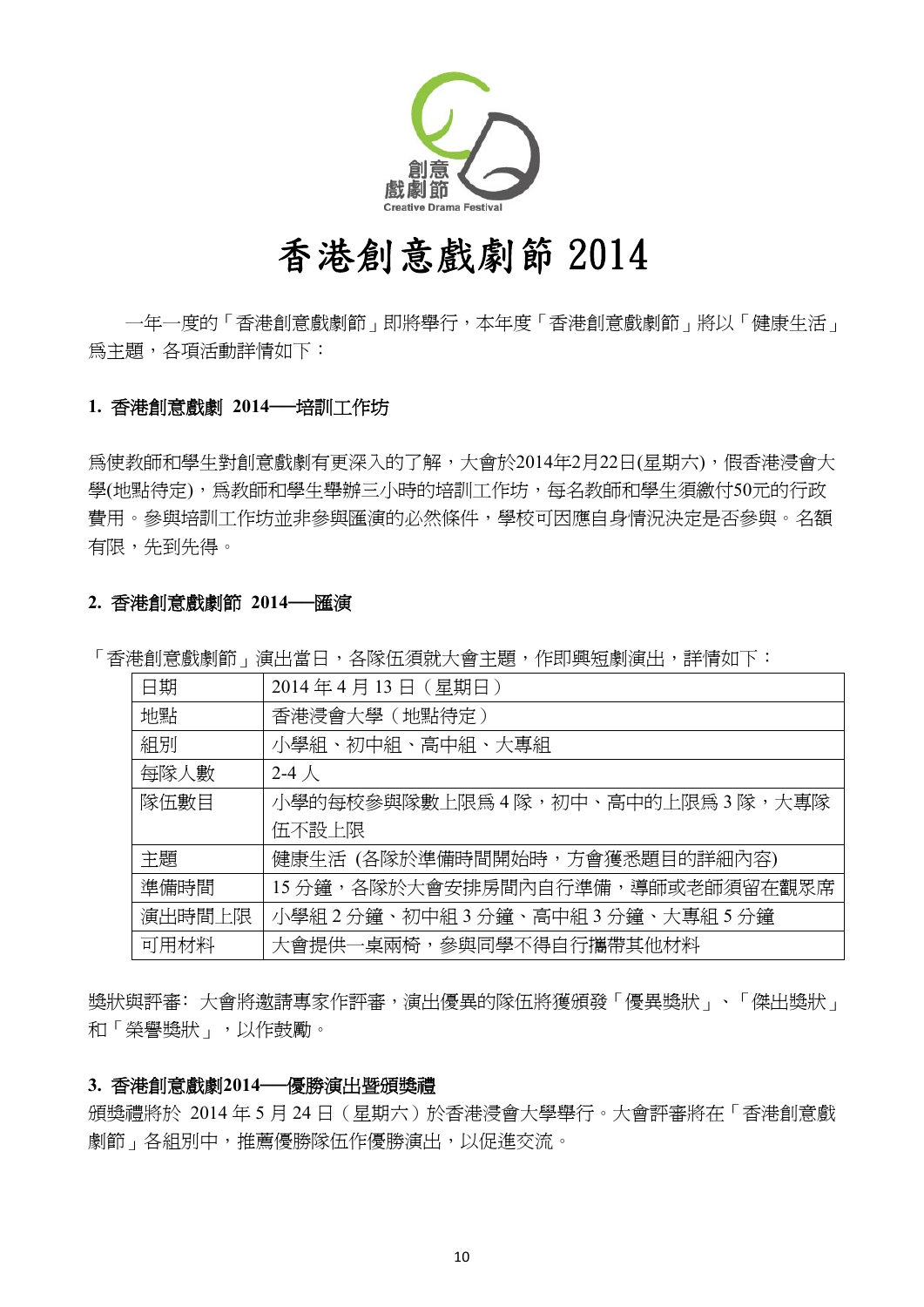# 香港創意戲劇節 2014

一年一度的「香港創意戲劇節」即將舉行，本年度「香港創意戲劇節」將以「健康生活」爲主題，各項活動詳情如下：

### 1. 香港創意戲劇 2014──培訓工作坊

爲使教師和學生對創意戲劇有更深入的了解，大會於2014年2月22日(星期六)，假香港浸會大學(地點待定)，爲教師和學生舉辦三小時的培訓工作坊，每名教師和學生須繳付50元的行政費用。參與培訓工作坊並非參與匯演的必然條件，學校可因應自身情況決定是否參與。名額有限，先到先得。

### 2. 香港創意戲劇節 2014──匯演

「香港創意戲劇節」演出當日，各隊伍須就大會主題，作即興短劇演出，詳情如下：

| 日期 | 2014 年 4 月 13 日（星期日） |
|---|---|
| 地點 | 香港浸會大學（地點待定） |
| 組別 | 小學組、初中組、高中組、大專組 |
| 每隊人數 | 2-4 人 |
| 隊伍數目 | 小學的每校參與隊數上限爲 4 隊，初中、高中的上限爲 3 隊，大專隊伍不設上限 |
| 主題 | 健康生活 (各隊於準備時間開始時，方會獲悉題目的詳細內容) |
| 準備時間 | 15 分鐘，各隊於大會安排房間內自行準備，導師或老師須留在觀眾席 |
| 演出時間上限 | 小學組 2 分鐘、初中組 3 分鐘、高中組 3 分鐘、大專組 5 分鐘 |
| 可用材料 | 大會提供一桌兩椅，參與同學不得自行攜帶其他材料 |

獎狀與評審：大會將邀請專家作評審，演出優異的隊伍將獲頒發「優異獎狀」、「傑出獎狀」和「榮譽獎狀」，以作鼓勵。

### 3. 香港創意戲劇2014──優勝演出暨頒獎禮

頒獎禮將於 2014 年 5 月 24 日（星期六）於香港浸會大學舉行。大會評審將在「香港創意戲劇節」各組別中，推薦優勝隊伍作優勝演出，以促進交流。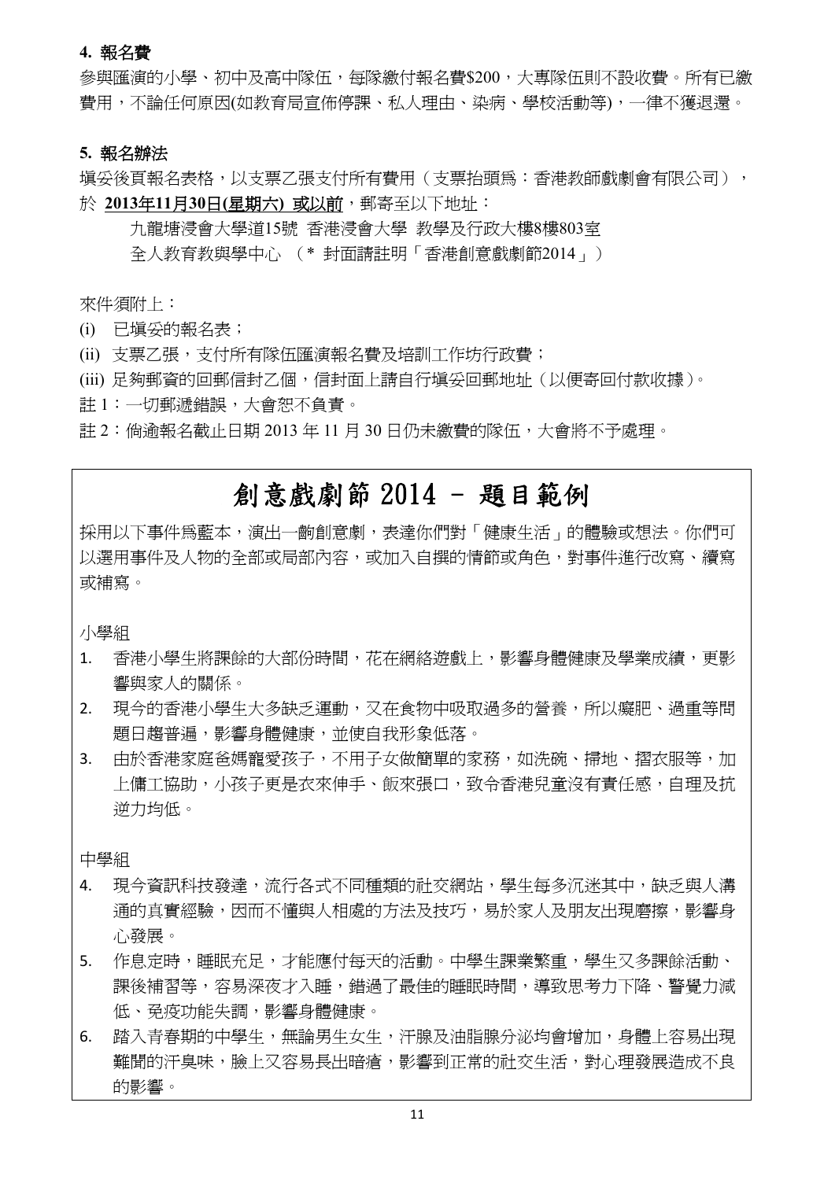### 4. 報名費

參與匯演的小學、初中及高中隊伍，每隊繳付報名費$200，大專隊伍則不設收費。所有已繳費用，不論任何原因(如教育局宣佈停課、私人理由、染病、學校活動等)，一律不獲退還。

### 5. 報名辦法

填妥後頁報名表格，以支票乙張支付所有費用（支票抬頭爲：香港教師戲劇會有限公司），於 **<u>2013年11月30日(星期六) 或以前</u>**，郵寄至以下地址：

九龍塘浸會大學道15號 香港浸會大學 教學及行政大樓8樓803室
全人教育教與學中心 （* 封面請註明「香港創意戲劇節2014」）

來件須附上：

(i) 已填妥的報名表；
(ii) 支票乙張，支付所有隊伍匯演報名費及培訓工作坊行政費；
(iii) 足夠郵資的回郵信封乙個，信封面上請自行填妥回郵地址（以便寄回付款收據）。

註 1：一切郵遞錯誤，大會恕不負責。
註 2：倘逾報名截止日期 2013 年 11 月 30 日仍未繳費的隊伍，大會將不予處理。

# 創意戲劇節 2014 – 題目範例

採用以下事件爲藍本，演出一齣創意劇，表達你們對「健康生活」的體驗或想法。你們可以選用事件及人物的全部或局部內容，或加入自撰的情節或角色，對事件進行改寫、續寫或補寫。

小學組

1. 香港小學生將課餘的大部份時間，花在網絡遊戲上，影響身體健康及學業成績，更影響與家人的關係。
2. 現今的香港小學生大多缺乏運動，又在食物中吸取過多的營養，所以癡肥、過重等問題日趨普遍，影響身體健康，並使自我形象低落。
3. 由於香港家庭爸媽寵愛孩子，不用子女做簡單的家務，如洗碗、掃地、摺衣服等，加上傭工協助，小孩子更是衣來伸手、飯來張口，致令香港兒童沒有責任感，自理及抗逆力均低。

中學組

4. 現今資訊科技發達，流行各式不同種類的社交網站，學生每多沉迷其中，缺乏與人溝通的真實經驗，因而不懂與人相處的方法及技巧，易於家人及朋友出現磨擦，影響身心發展。
5. 作息定時，睡眠充足，才能應付每天的活動。中學生課業繁重，學生又多課餘活動、課後補習等，容易深夜才入睡，錯過了最佳的睡眠時間，導致思考力下降、警覺力減低、免疫功能失調，影響身體健康。
6. 踏入青春期的中學生，無論男生女生，汗腺及油脂腺分泌均會增加，身體上容易出現難聞的汗臭味，臉上又容易長出暗瘡，影響到正常的社交生活，對心理發展造成不良的影響。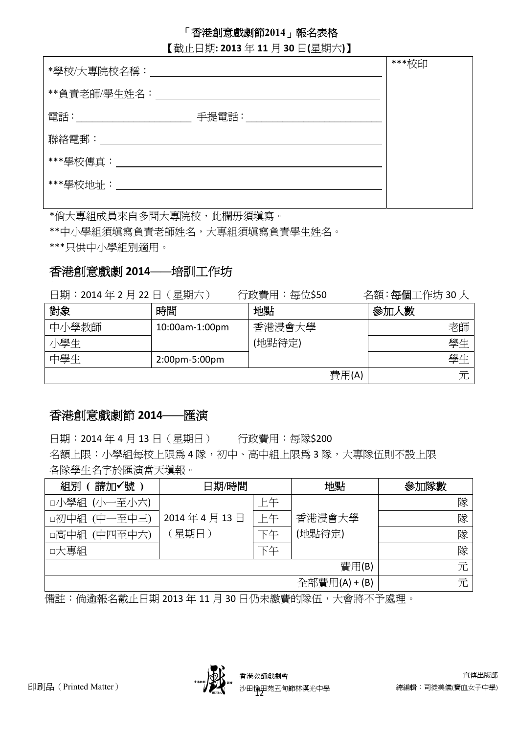# 「香港創意戲劇節2014」報名表格

【截止日期: 2013 年 11 月 30 日(星期六)】

| | |
|---|---|
| *學校/大專院校名稱：______________________ | ***校印 |
| **負責老師/學生姓名：______________________ | |
| 電話：______________ 手提電話：______________ | |
| 聯絡電郵：______________________ | |
| ***學校傳真：______________________ | |
| ***學校地址：______________________ | |

*倘大專組成員來自多間大專院校，此欄毋須填寫。

**中小學組須填寫負責老師姓名，大專組須填寫負責學生姓名。

***只供中小學組別適用。

## 香港創意戲劇 2014——培訓工作坊

日期：2014 年 2 月 22 日（星期六）　　行政費用：每位$50　　名額：**每個**工作坊 30 人

| 對象 | 時間 | 地點 | 參加人數 |
|---|---|---|---|
| 中小學教師 | 10:00am-1:00pm | 香港浸會大學 | 老師 |
| 小學生 | | (地點待定) | 學生 |
| 中學生 | 2:00pm-5:00pm | | 學生 |
| | | 費用(A) | 元 |

## 香港創意戲劇節 2014——匯演

日期：2014 年 4 月 13 日（星期日）　　行政費用：每隊$200

名額上限：小學組每校上限為 4 隊，初中、高中組上限為 3 隊，大專隊伍則不設上限

各隊學生名字於匯演當天填報。

| 組別（請加✓號） | 日期/時間 | | 地點 | 參加隊數 |
|---|---|---|---|---|
| □小學組 (小一至小六) | 2014 年 4 月 13 日（星期日） | 上午 | 香港浸會大學 (地點待定) | 隊 |
| □初中組 (中一至中三) | | 上午 | | 隊 |
| □高中組 (中四至中六) | | 下午 | | 隊 |
| □大專組 | | 下午 | | 隊 |
| | | | 費用(B) | 元 |
| | | | 全部費用(A) + (B) | 元 |

備註：倘逾報名截止日期 2013 年 11 月 30 日仍未繳費的隊伍，大會將不予處理。

印刷品（Printed Matter）　　香港教師戲劇會　沙田循道衛理中學　　宣傳出版部　總編輯：司徒美儀(寶血女子中學)